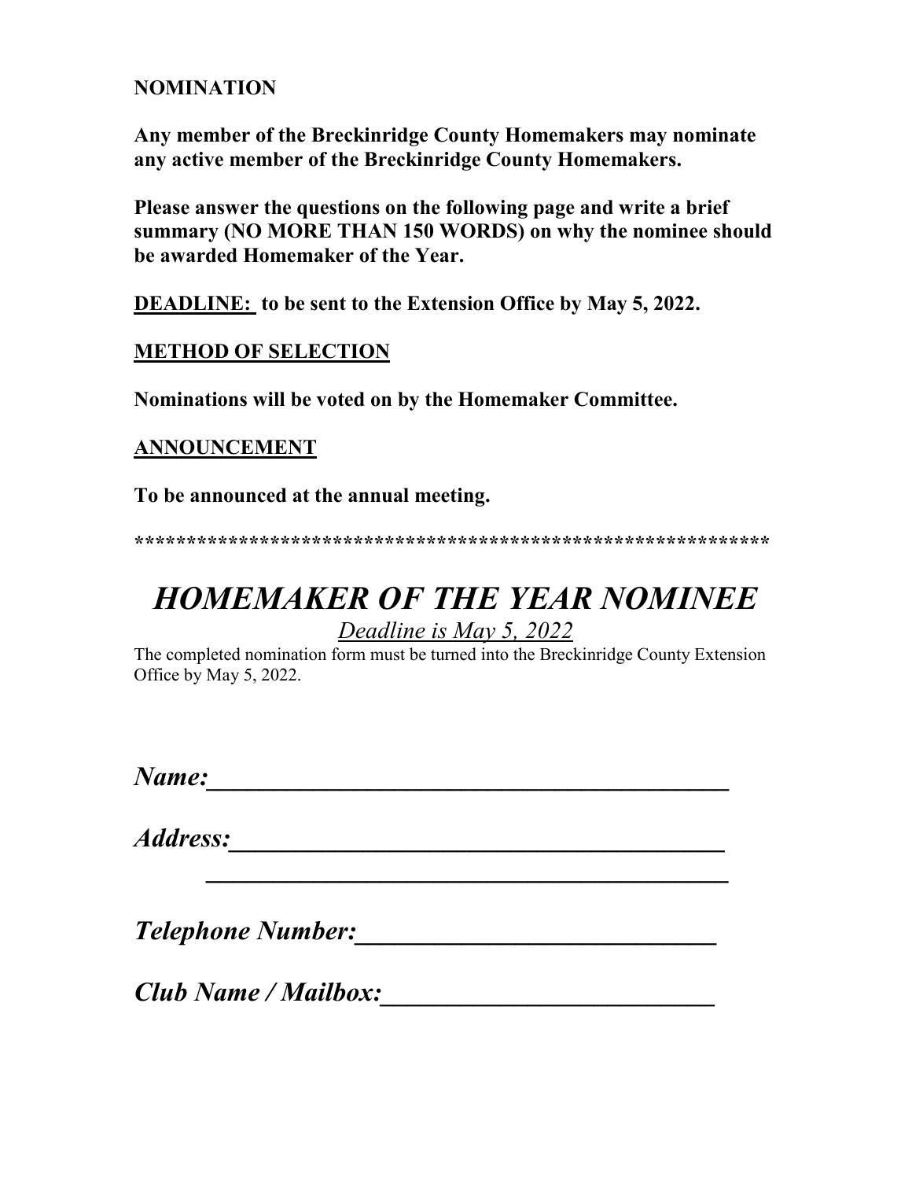**NOMINATION**

**Any member of the Breckinridge County Homemakers may nominate any active member of the Breckinridge County Homemakers.**

**Please answer the questions on the following page and write a brief summary (NO MORE THAN 150 WORDS) on why the nominee should be awarded Homemaker of the Year.**

**<u>DEADLINE:</u> to be sent to the Extension Office by May 5, 2022.**

**<u>METHOD OF SELECTION</u>**

**Nominations will be voted on by the Homemaker Committee.**

**<u>ANNOUNCEMENT</u>**

**To be announced at the annual meeting.**

**************************************************************

# *HOMEMAKER OF THE YEAR NOMINEE*

*<u>Deadline is May 5, 2022</u>*

The completed nomination form must be turned into the Breckinridge County Extension Office by May 5, 2022.

***Name:___________________________________________***

***Address:________________________________________***

***__________________________________________***

***Telephone Number:____________________________***

***Club Name / Mailbox:__________________________***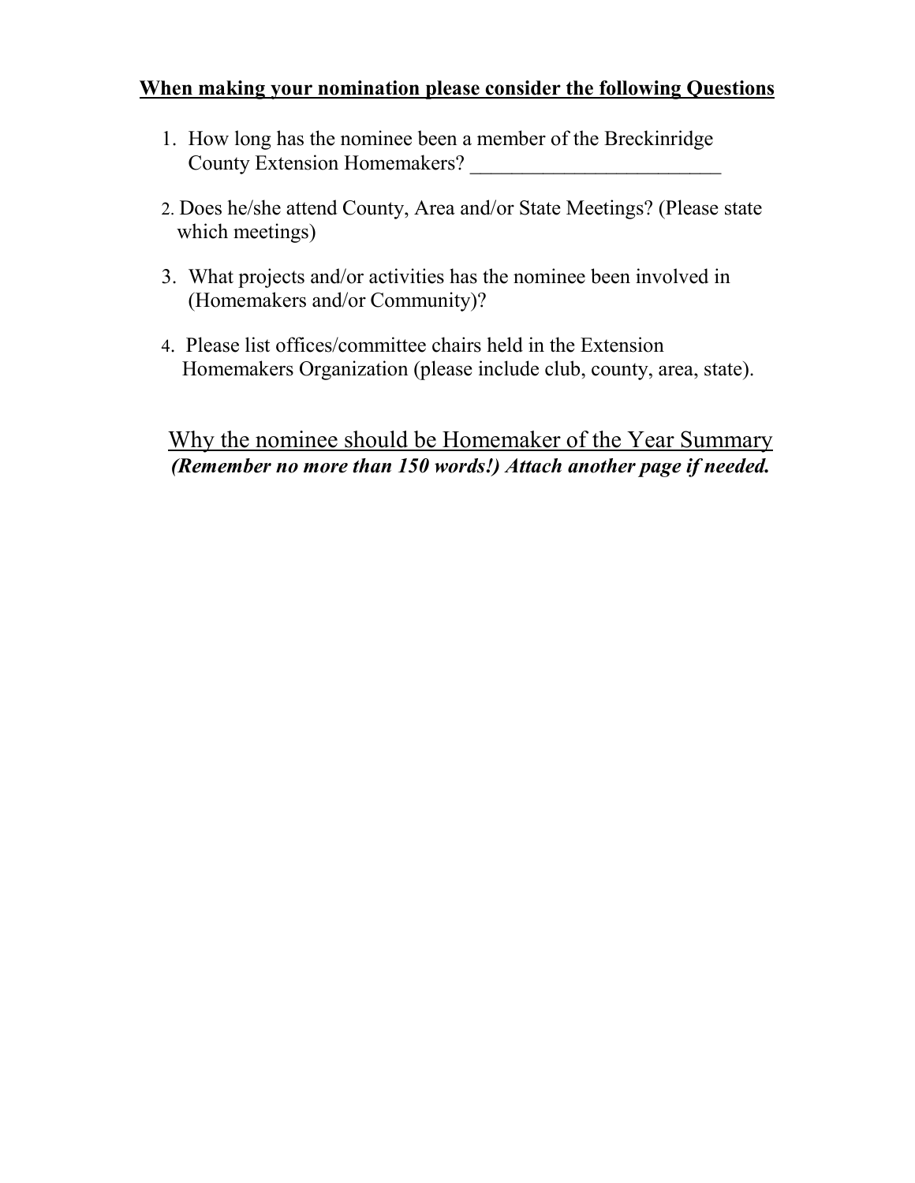**<u>When making your nomination please consider the following Questions</u>**

1. How long has the nominee been a member of the Breckinridge County Extension Homemakers? ________________________

2. Does he/she attend County, Area and/or State Meetings? (Please state which meetings)

3. What projects and/or activities has the nominee been involved in (Homemakers and/or Community)?

4. Please list offices/committee chairs held in the Extension Homemakers Organization (please include club, county, area, state).

<u>Why the nominee should be Homemaker of the Year Summary</u>

***(Remember no more than 150 words!) Attach another page if needed.***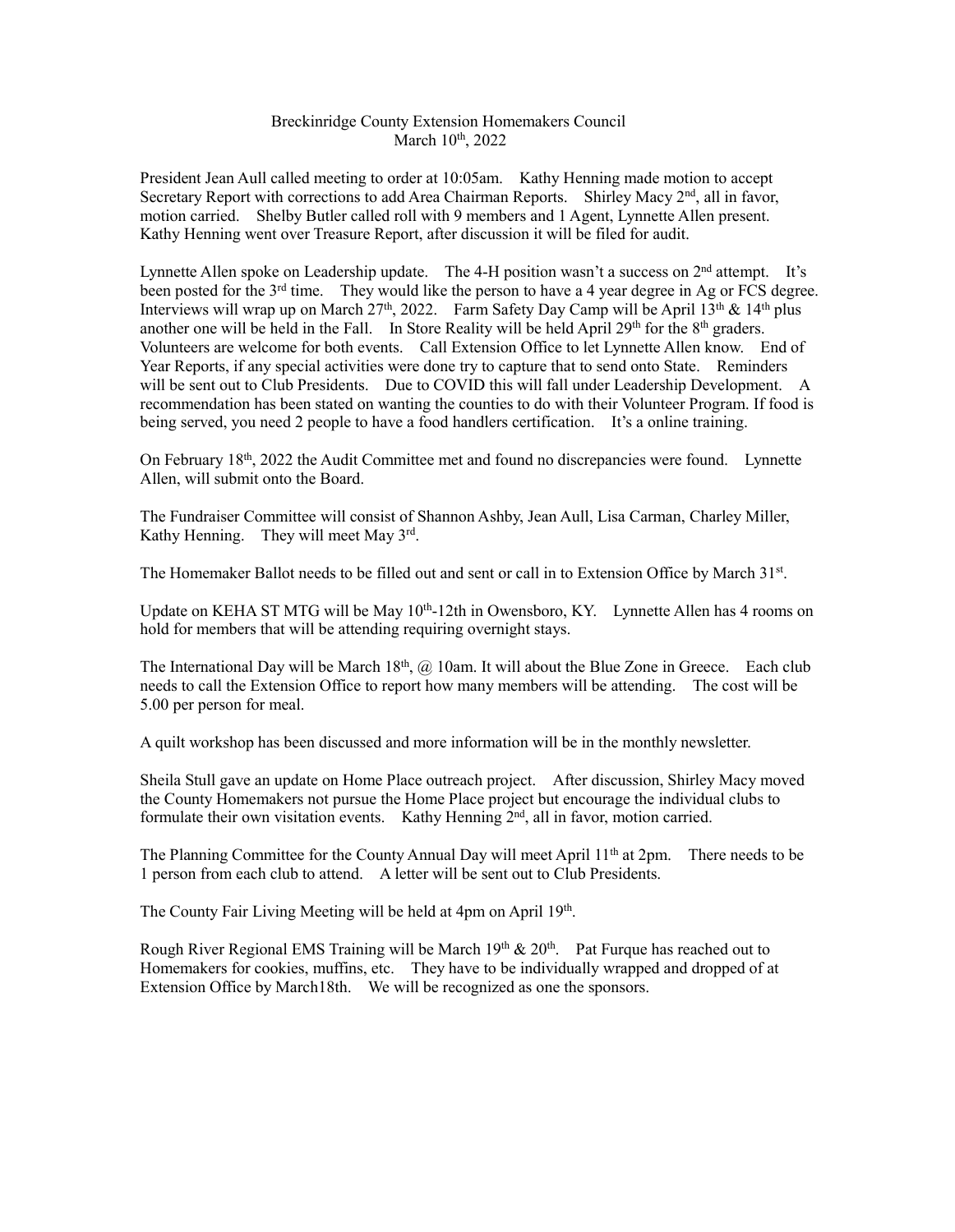Breckinridge County Extension Homemakers Council
March 10th, 2022

President Jean Aull called meeting to order at 10:05am. Kathy Henning made motion to accept Secretary Report with corrections to add Area Chairman Reports. Shirley Macy 2nd, all in favor, motion carried. Shelby Butler called roll with 9 members and 1 Agent, Lynnette Allen present. Kathy Henning went over Treasure Report, after discussion it will be filed for audit.

Lynnette Allen spoke on Leadership update. The 4-H position wasn't a success on 2nd attempt. It's been posted for the 3rd time. They would like the person to have a 4 year degree in Ag or FCS degree. Interviews will wrap up on March 27th, 2022. Farm Safety Day Camp will be April 13th & 14th plus another one will be held in the Fall. In Store Reality will be held April 29th for the 8th graders. Volunteers are welcome for both events. Call Extension Office to let Lynnette Allen know. End of Year Reports, if any special activities were done try to capture that to send onto State. Reminders will be sent out to Club Presidents. Due to COVID this will fall under Leadership Development. A recommendation has been stated on wanting the counties to do with their Volunteer Program. If food is being served, you need 2 people to have a food handlers certification. It's a online training.

On February 18th, 2022 the Audit Committee met and found no discrepancies were found. Lynnette Allen, will submit onto the Board.

The Fundraiser Committee will consist of Shannon Ashby, Jean Aull, Lisa Carman, Charley Miller, Kathy Henning. They will meet May 3rd.

The Homemaker Ballot needs to be filled out and sent or call in to Extension Office by March 31st.

Update on KEHA ST MTG will be May 10th-12th in Owensboro, KY. Lynnette Allen has 4 rooms on hold for members that will be attending requiring overnight stays.

The International Day will be March 18th, @ 10am. It will about the Blue Zone in Greece. Each club needs to call the Extension Office to report how many members will be attending. The cost will be 5.00 per person for meal.

A quilt workshop has been discussed and more information will be in the monthly newsletter.

Sheila Stull gave an update on Home Place outreach project. After discussion, Shirley Macy moved the County Homemakers not pursue the Home Place project but encourage the individual clubs to formulate their own visitation events. Kathy Henning 2nd, all in favor, motion carried.

The Planning Committee for the County Annual Day will meet April 11th at 2pm. There needs to be 1 person from each club to attend. A letter will be sent out to Club Presidents.

The County Fair Living Meeting will be held at 4pm on April 19th.

Rough River Regional EMS Training will be March 19th & 20th. Pat Furque has reached out to Homemakers for cookies, muffins, etc. They have to be individually wrapped and dropped of at Extension Office by March18th. We will be recognized as one the sponsors.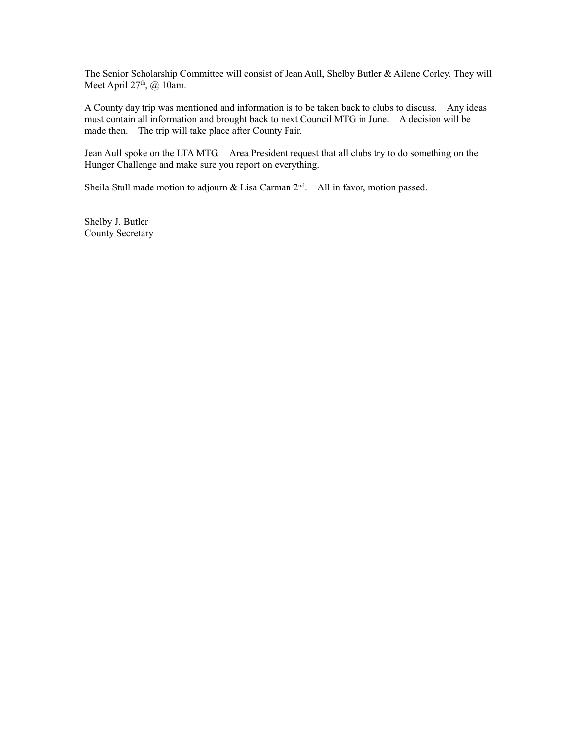The Senior Scholarship Committee will consist of Jean Aull, Shelby Butler & Ailene Corley. They will Meet April 27th, @ 10am.

A County day trip was mentioned and information is to be taken back to clubs to discuss. Any ideas must contain all information and brought back to next Council MTG in June. A decision will be made then. The trip will take place after County Fair.

Jean Aull spoke on the LTA MTG. Area President request that all clubs try to do something on the Hunger Challenge and make sure you report on everything.

Sheila Stull made motion to adjourn & Lisa Carman 2nd. All in favor, motion passed.

Shelby J. Butler
County Secretary